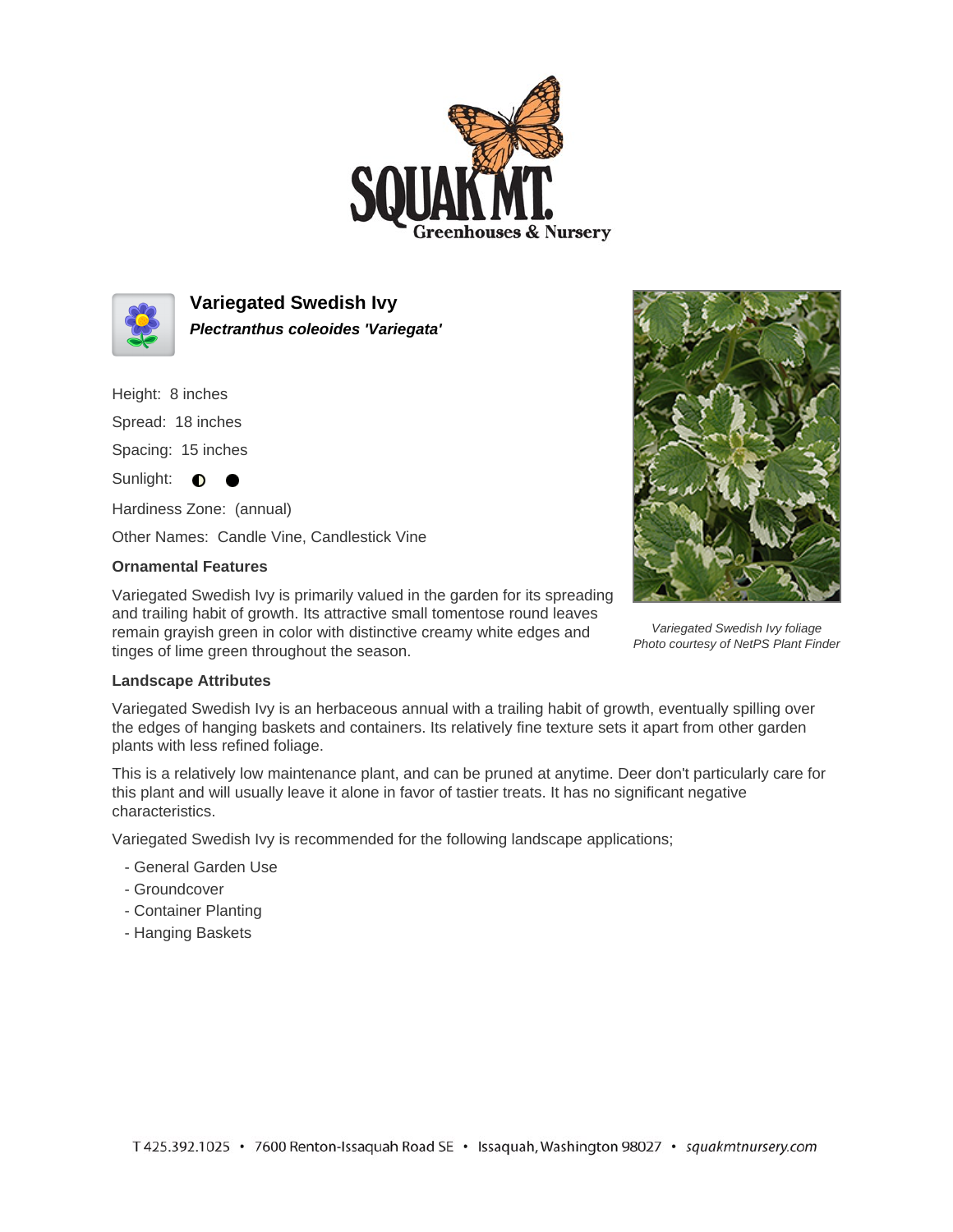# Variegated Swedish Ivy

***Plectranthus coleoides 'Variegata'***

Height: 8 inches

Spread: 18 inches

Spacing: 15 inches

Sunlight: ◐ ●

Hardiness Zone: (annual)

Other Names: Candle Vine, Candlestick Vine

### Ornamental Features

Variegated Swedish Ivy is primarily valued in the garden for its spreading and trailing habit of growth. Its attractive small tomentose round leaves remain grayish green in color with distinctive creamy white edges and tinges of lime green throughout the season.

*Variegated Swedish Ivy foliage*
*Photo courtesy of NetPS Plant Finder*

### Landscape Attributes

Variegated Swedish Ivy is an herbaceous annual with a trailing habit of growth, eventually spilling over the edges of hanging baskets and containers. Its relatively fine texture sets it apart from other garden plants with less refined foliage.

This is a relatively low maintenance plant, and can be pruned at anytime. Deer don't particularly care for this plant and will usually leave it alone in favor of tastier treats. It has no significant negative characteristics.

Variegated Swedish Ivy is recommended for the following landscape applications;

- General Garden Use
- Groundcover
- Container Planting
- Hanging Baskets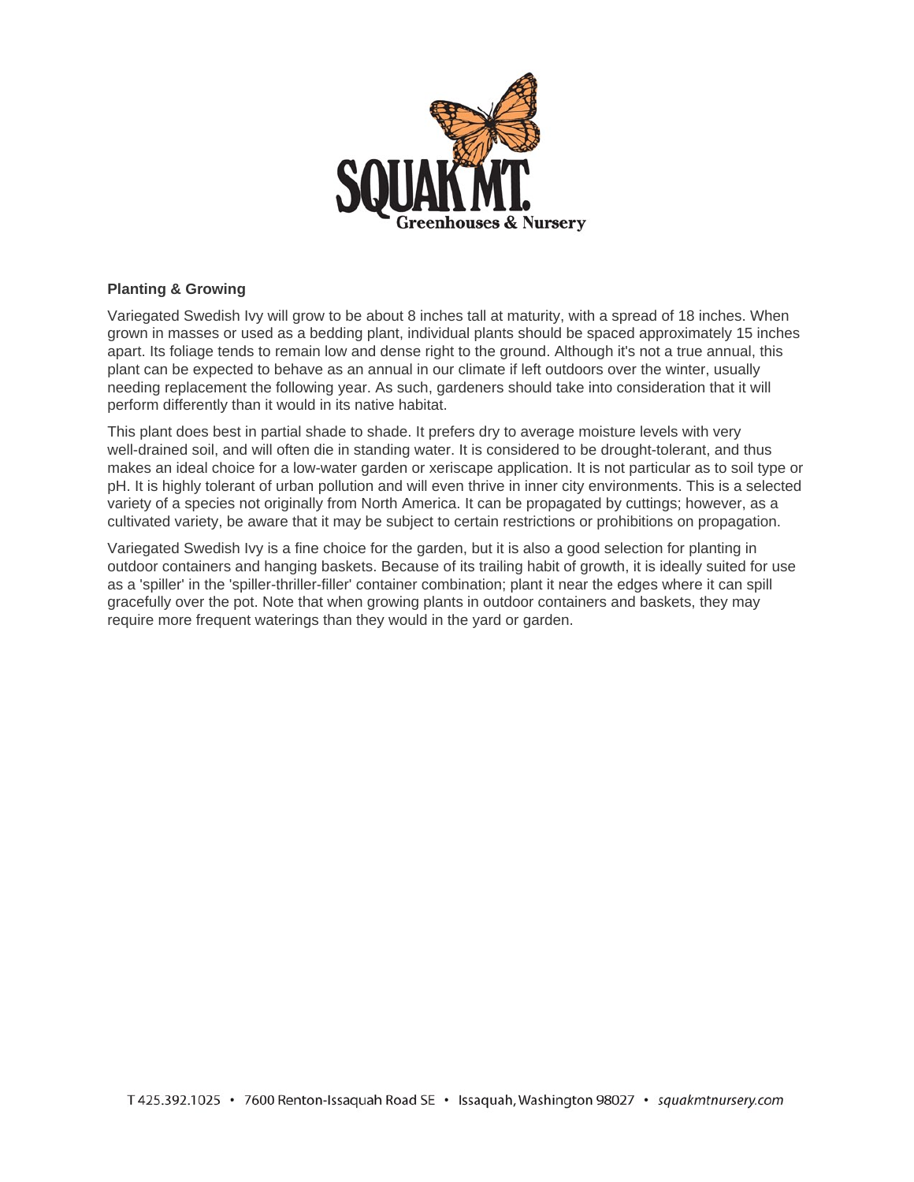**Planting & Growing**

Variegated Swedish Ivy will grow to be about 8 inches tall at maturity, with a spread of 18 inches. When grown in masses or used as a bedding plant, individual plants should be spaced approximately 15 inches apart. Its foliage tends to remain low and dense right to the ground. Although it's not a true annual, this plant can be expected to behave as an annual in our climate if left outdoors over the winter, usually needing replacement the following year. As such, gardeners should take into consideration that it will perform differently than it would in its native habitat.

This plant does best in partial shade to shade. It prefers dry to average moisture levels with very well-drained soil, and will often die in standing water. It is considered to be drought-tolerant, and thus makes an ideal choice for a low-water garden or xeriscape application. It is not particular as to soil type or pH. It is highly tolerant of urban pollution and will even thrive in inner city environments. This is a selected variety of a species not originally from North America. It can be propagated by cuttings; however, as a cultivated variety, be aware that it may be subject to certain restrictions or prohibitions on propagation.

Variegated Swedish Ivy is a fine choice for the garden, but it is also a good selection for planting in outdoor containers and hanging baskets. Because of its trailing habit of growth, it is ideally suited for use as a 'spiller' in the 'spiller-thriller-filler' container combination; plant it near the edges where it can spill gracefully over the pot. Note that when growing plants in outdoor containers and baskets, they may require more frequent waterings than they would in the yard or garden.